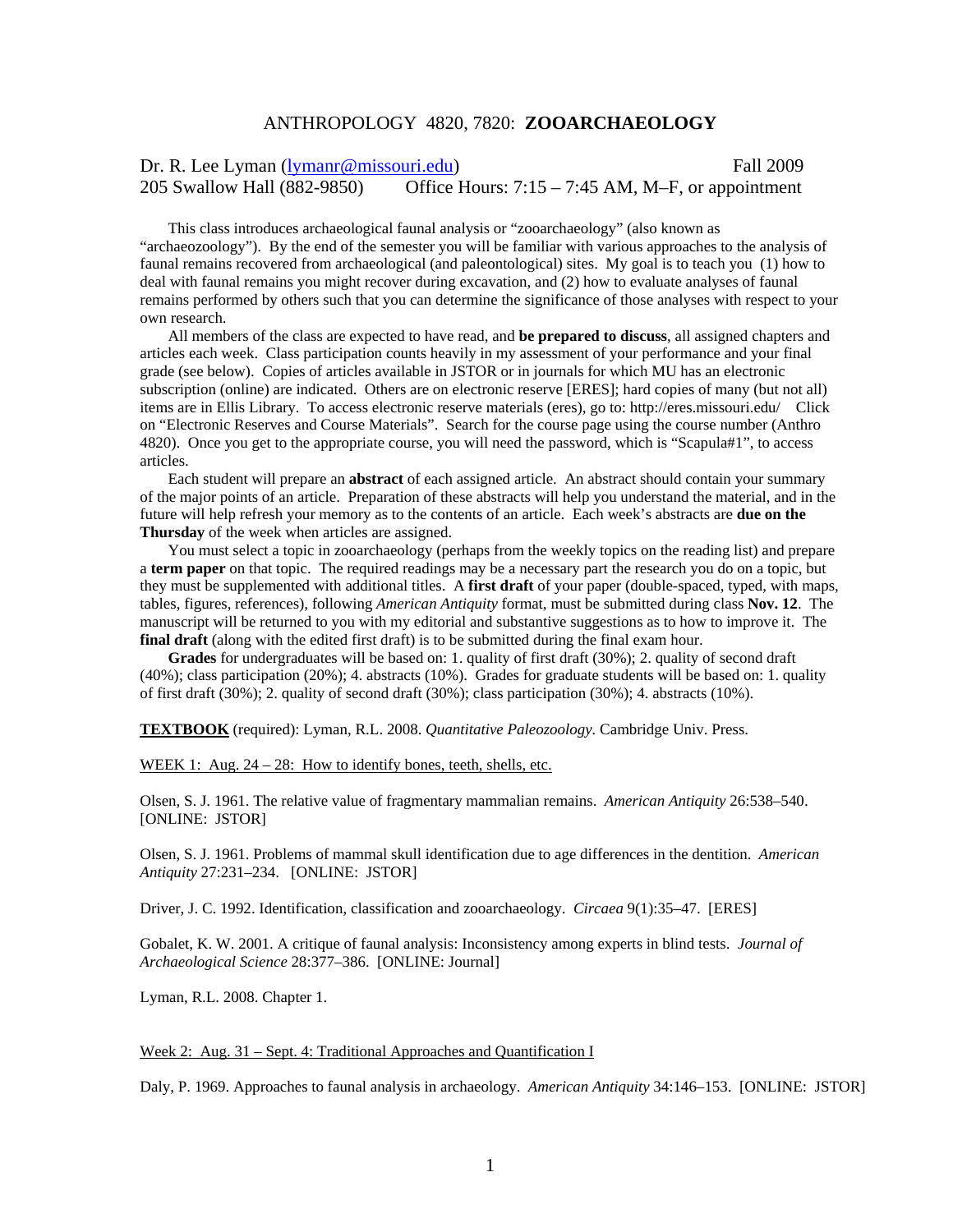# ANTHROPOLOGY 4820, 7820: **ZOOARCHAEOLOGY**

Dr. R. Lee Lyman (lymanr@missouri.edu) Fall 2009
205 Swallow Hall (882-9850) Office Hours: 7:15 – 7:45 AM, M–F, or appointment

This class introduces archaeological faunal analysis or "zooarchaeology" (also known as "archaeozoology"). By the end of the semester you will be familiar with various approaches to the analysis of faunal remains recovered from archaeological (and paleontological) sites. My goal is to teach you (1) how to deal with faunal remains you might recover during excavation, and (2) how to evaluate analyses of faunal remains performed by others such that you can determine the significance of those analyses with respect to your own research.

All members of the class are expected to have read, and **be prepared to discuss**, all assigned chapters and articles each week. Class participation counts heavily in my assessment of your performance and your final grade (see below). Copies of articles available in JSTOR or in journals for which MU has an electronic subscription (online) are indicated. Others are on electronic reserve [ERES]; hard copies of many (but not all) items are in Ellis Library. To access electronic reserve materials (eres), go to: http://eres.missouri.edu/ Click on "Electronic Reserves and Course Materials". Search for the course page using the course number (Anthro 4820). Once you get to the appropriate course, you will need the password, which is "Scapula#1", to access articles.

Each student will prepare an **abstract** of each assigned article. An abstract should contain your summary of the major points of an article. Preparation of these abstracts will help you understand the material, and in the future will help refresh your memory as to the contents of an article. Each week's abstracts are **due on the Thursday** of the week when articles are assigned.

You must select a topic in zooarchaeology (perhaps from the weekly topics on the reading list) and prepare a **term paper** on that topic. The required readings may be a necessary part the research you do on a topic, but they must be supplemented with additional titles. A **first draft** of your paper (double-spaced, typed, with maps, tables, figures, references), following *American Antiquity* format, must be submitted during class **Nov. 12**. The manuscript will be returned to you with my editorial and substantive suggestions as to how to improve it. The **final draft** (along with the edited first draft) is to be submitted during the final exam hour.

**Grades** for undergraduates will be based on: 1. quality of first draft (30%); 2. quality of second draft (40%); class participation (20%); 4. abstracts (10%). Grades for graduate students will be based on: 1. quality of first draft (30%); 2. quality of second draft (30%); class participation (30%); 4. abstracts (10%).

**TEXTBOOK** (required): Lyman, R.L. 2008. *Quantitative Paleozoology*. Cambridge Univ. Press.

## WEEK 1: Aug. 24 – 28: How to identify bones, teeth, shells, etc.

Olsen, S. J. 1961. The relative value of fragmentary mammalian remains. *American Antiquity* 26:538–540. [ONLINE: JSTOR]

Olsen, S. J. 1961. Problems of mammal skull identification due to age differences in the dentition. *American Antiquity* 27:231–234. [ONLINE: JSTOR]

Driver, J. C. 1992. Identification, classification and zooarchaeology. *Circaea* 9(1):35–47. [ERES]

Gobalet, K. W. 2001. A critique of faunal analysis: Inconsistency among experts in blind tests. *Journal of Archaeological Science* 28:377–386. [ONLINE: Journal]

Lyman, R.L. 2008. Chapter 1.

## Week 2: Aug. 31 – Sept. 4: Traditional Approaches and Quantification I

Daly, P. 1969. Approaches to faunal analysis in archaeology. *American Antiquity* 34:146–153. [ONLINE: JSTOR]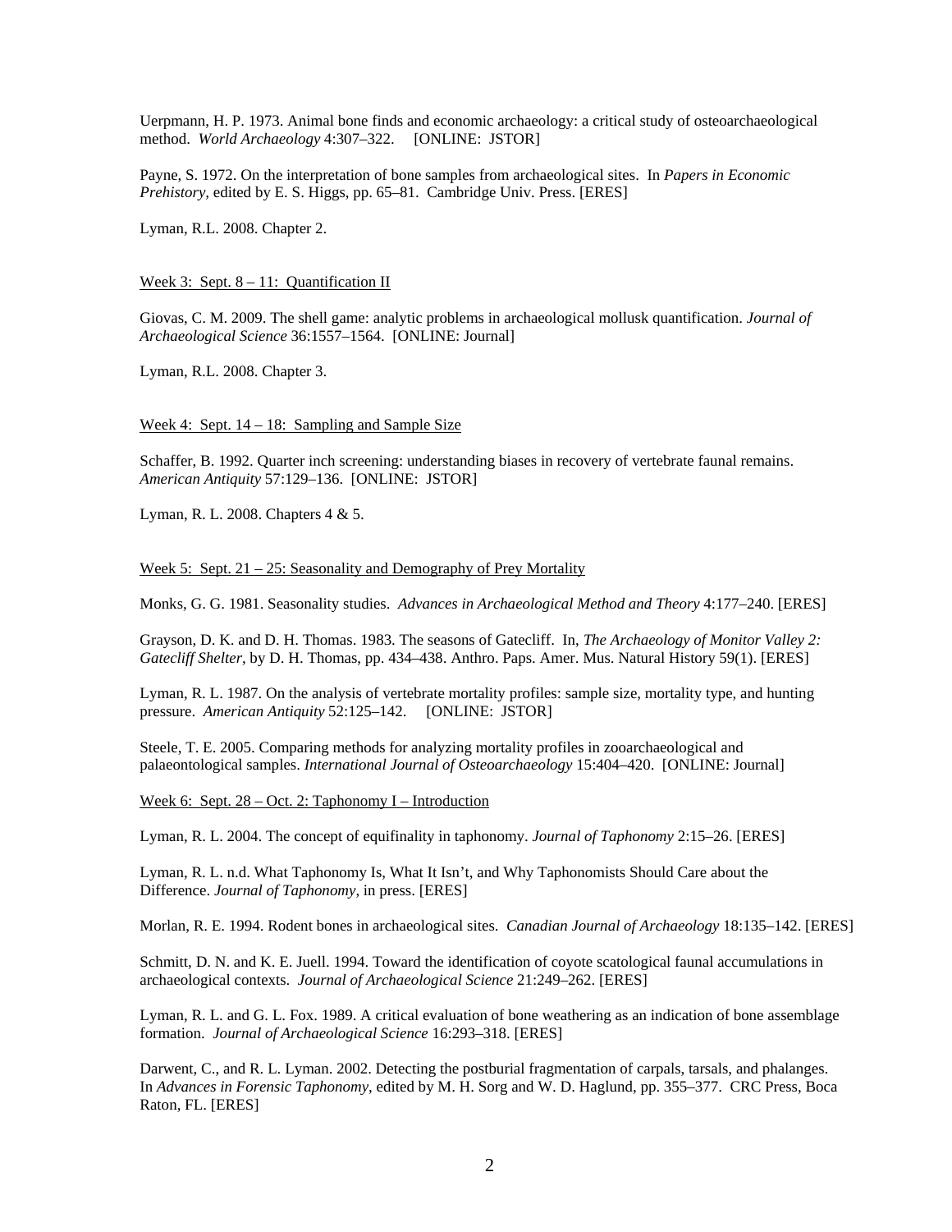Uerpmann, H. P. 1973. Animal bone finds and economic archaeology: a critical study of osteoarchaeological method. *World Archaeology* 4:307–322. [ONLINE: JSTOR]

Payne, S. 1972. On the interpretation of bone samples from archaeological sites. In *Papers in Economic Prehistory*, edited by E. S. Higgs, pp. 65–81. Cambridge Univ. Press. [ERES]

Lyman, R.L. 2008. Chapter 2.

Week 3: Sept. 8 – 11: Quantification II

Giovas, C. M. 2009. The shell game: analytic problems in archaeological mollusk quantification. *Journal of Archaeological Science* 36:1557–1564. [ONLINE: Journal]

Lyman, R.L. 2008. Chapter 3.

Week 4: Sept. 14 – 18: Sampling and Sample Size

Schaffer, B. 1992. Quarter inch screening: understanding biases in recovery of vertebrate faunal remains. *American Antiquity* 57:129–136. [ONLINE: JSTOR]

Lyman, R. L. 2008. Chapters 4 & 5.

Week 5: Sept. 21 – 25: Seasonality and Demography of Prey Mortality

Monks, G. G. 1981. Seasonality studies. *Advances in Archaeological Method and Theory* 4:177–240. [ERES]

Grayson, D. K. and D. H. Thomas. 1983. The seasons of Gatecliff. In, *The Archaeology of Monitor Valley 2: Gatecliff Shelter*, by D. H. Thomas, pp. 434–438. Anthro. Paps. Amer. Mus. Natural History 59(1). [ERES]

Lyman, R. L. 1987. On the analysis of vertebrate mortality profiles: sample size, mortality type, and hunting pressure. *American Antiquity* 52:125–142. [ONLINE: JSTOR]

Steele, T. E. 2005. Comparing methods for analyzing mortality profiles in zooarchaeological and palaeontological samples. *International Journal of Osteoarchaeology* 15:404–420. [ONLINE: Journal]

Week 6: Sept. 28 – Oct. 2: Taphonomy I – Introduction

Lyman, R. L. 2004. The concept of equifinality in taphonomy. *Journal of Taphonomy* 2:15–26. [ERES]

Lyman, R. L. n.d. What Taphonomy Is, What It Isn't, and Why Taphonomists Should Care about the Difference. *Journal of Taphonomy*, in press. [ERES]

Morlan, R. E. 1994. Rodent bones in archaeological sites. *Canadian Journal of Archaeology* 18:135–142. [ERES]

Schmitt, D. N. and K. E. Juell. 1994. Toward the identification of coyote scatological faunal accumulations in archaeological contexts. *Journal of Archaeological Science* 21:249–262. [ERES]

Lyman, R. L. and G. L. Fox. 1989. A critical evaluation of bone weathering as an indication of bone assemblage formation. *Journal of Archaeological Science* 16:293–318. [ERES]

Darwent, C., and R. L. Lyman. 2002. Detecting the postburial fragmentation of carpals, tarsals, and phalanges. In *Advances in Forensic Taphonomy*, edited by M. H. Sorg and W. D. Haglund, pp. 355–377. CRC Press, Boca Raton, FL. [ERES]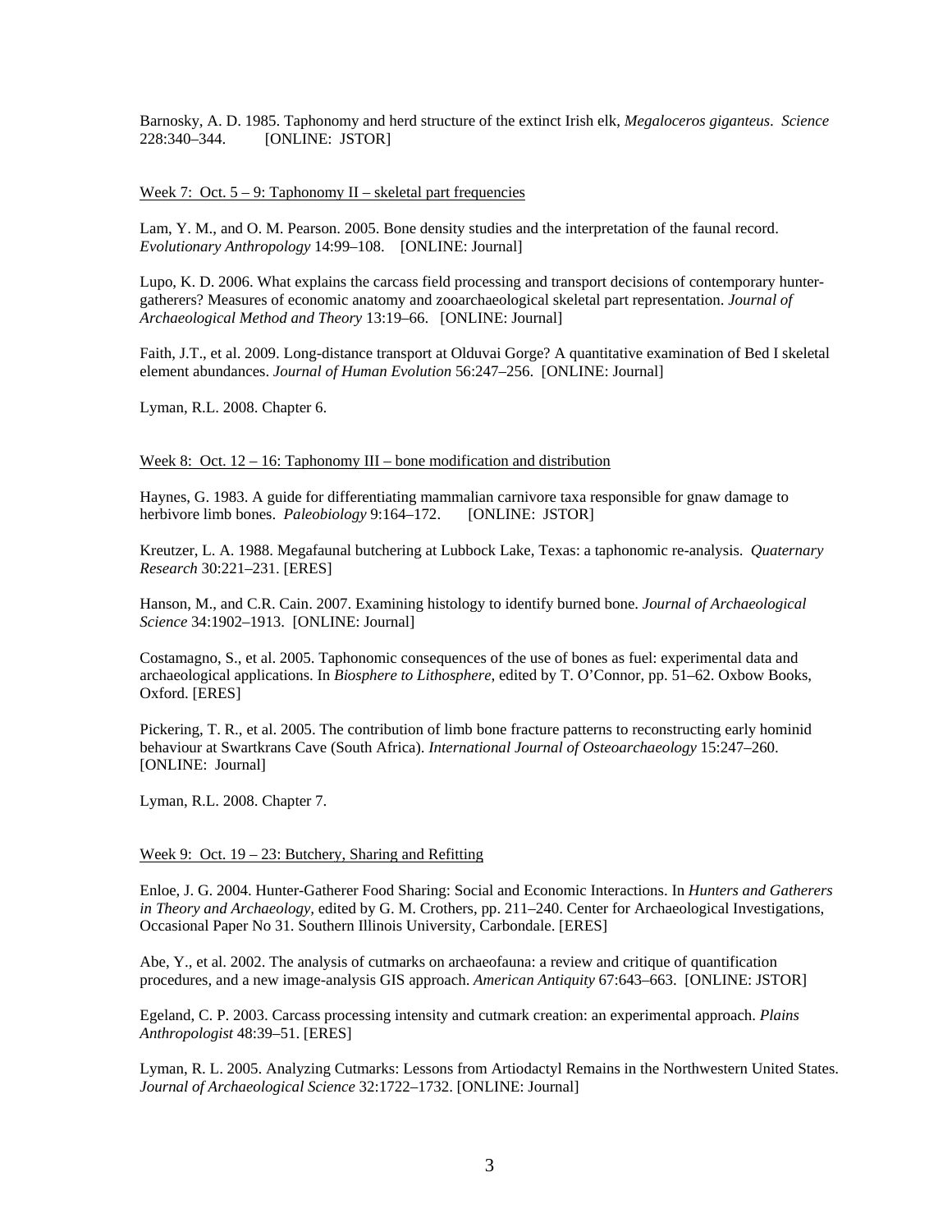Barnosky, A. D. 1985. Taphonomy and herd structure of the extinct Irish elk, *Megaloceros giganteus*. *Science* 228:340–344. [ONLINE: JSTOR]

<u>Week 7: Oct. 5 – 9: Taphonomy II – skeletal part frequencies</u>

Lam, Y. M., and O. M. Pearson. 2005. Bone density studies and the interpretation of the faunal record. *Evolutionary Anthropology* 14:99–108. [ONLINE: Journal]

Lupo, K. D. 2006. What explains the carcass field processing and transport decisions of contemporary hunter-gatherers? Measures of economic anatomy and zooarchaeological skeletal part representation. *Journal of Archaeological Method and Theory* 13:19–66. [ONLINE: Journal]

Faith, J.T., et al. 2009. Long-distance transport at Olduvai Gorge? A quantitative examination of Bed I skeletal element abundances. *Journal of Human Evolution* 56:247–256. [ONLINE: Journal]

Lyman, R.L. 2008. Chapter 6.

<u>Week 8: Oct. 12 – 16: Taphonomy III – bone modification and distribution</u>

Haynes, G. 1983. A guide for differentiating mammalian carnivore taxa responsible for gnaw damage to herbivore limb bones. *Paleobiology* 9:164–172. [ONLINE: JSTOR]

Kreutzer, L. A. 1988. Megafaunal butchering at Lubbock Lake, Texas: a taphonomic re-analysis. *Quaternary Research* 30:221–231. [ERES]

Hanson, M., and C.R. Cain. 2007. Examining histology to identify burned bone. *Journal of Archaeological Science* 34:1902–1913. [ONLINE: Journal]

Costamagno, S., et al. 2005. Taphonomic consequences of the use of bones as fuel: experimental data and archaeological applications. In *Biosphere to Lithosphere*, edited by T. O'Connor, pp. 51–62. Oxbow Books, Oxford. [ERES]

Pickering, T. R., et al. 2005. The contribution of limb bone fracture patterns to reconstructing early hominid behaviour at Swartkrans Cave (South Africa). *International Journal of Osteoarchaeology* 15:247–260. [ONLINE: Journal]

Lyman, R.L. 2008. Chapter 7.

<u>Week 9: Oct. 19 – 23: Butchery, Sharing and Refitting</u>

Enloe, J. G. 2004. Hunter-Gatherer Food Sharing: Social and Economic Interactions. In *Hunters and Gatherers in Theory and Archaeology*, edited by G. M. Crothers, pp. 211–240. Center for Archaeological Investigations, Occasional Paper No 31. Southern Illinois University, Carbondale. [ERES]

Abe, Y., et al. 2002. The analysis of cutmarks on archaeofauna: a review and critique of quantification procedures, and a new image-analysis GIS approach. *American Antiquity* 67:643–663. [ONLINE: JSTOR]

Egeland, C. P. 2003. Carcass processing intensity and cutmark creation: an experimental approach. *Plains Anthropologist* 48:39–51. [ERES]

Lyman, R. L. 2005. Analyzing Cutmarks: Lessons from Artiodactyl Remains in the Northwestern United States. *Journal of Archaeological Science* 32:1722–1732. [ONLINE: Journal]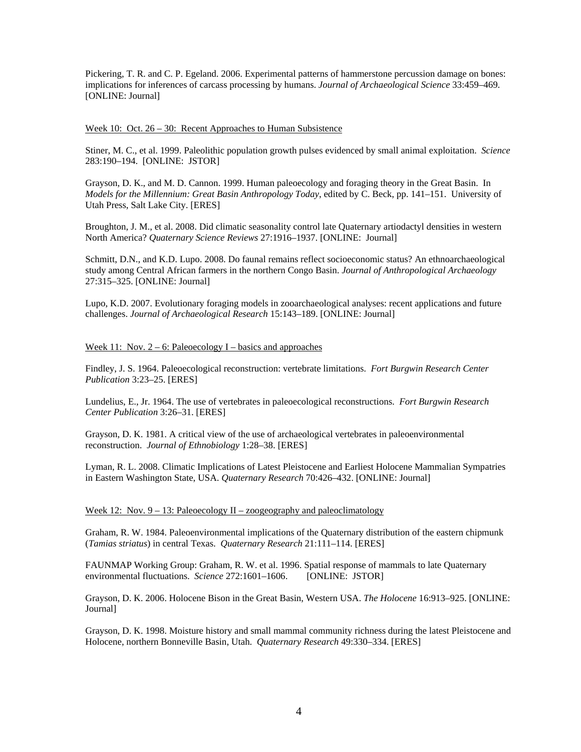Pickering, T. R. and C. P. Egeland. 2006. Experimental patterns of hammerstone percussion damage on bones: implications for inferences of carcass processing by humans. *Journal of Archaeological Science* 33:459–469. [ONLINE: Journal]

<u>Week 10: Oct. 26 – 30: Recent Approaches to Human Subsistence</u>

Stiner, M. C., et al. 1999. Paleolithic population growth pulses evidenced by small animal exploitation. *Science* 283:190–194. [ONLINE: JSTOR]

Grayson, D. K., and M. D. Cannon. 1999. Human paleoecology and foraging theory in the Great Basin. In *Models for the Millennium: Great Basin Anthropology Today*, edited by C. Beck, pp. 141–151. University of Utah Press, Salt Lake City. [ERES]

Broughton, J. M., et al. 2008. Did climatic seasonality control late Quaternary artiodactyl densities in western North America? *Quaternary Science Reviews* 27:1916–1937. [ONLINE: Journal]

Schmitt, D.N., and K.D. Lupo. 2008. Do faunal remains reflect socioeconomic status? An ethnoarchaeological study among Central African farmers in the northern Congo Basin. *Journal of Anthropological Archaeology* 27:315–325. [ONLINE: Journal]

Lupo, K.D. 2007. Evolutionary foraging models in zooarchaeological analyses: recent applications and future challenges. *Journal of Archaeological Research* 15:143–189. [ONLINE: Journal]

<u>Week 11: Nov. 2 – 6: Paleoecology I – basics and approaches</u>

Findley, J. S. 1964. Paleoecological reconstruction: vertebrate limitations. *Fort Burgwin Research Center Publication* 3:23–25. [ERES]

Lundelius, E., Jr. 1964. The use of vertebrates in paleoecological reconstructions. *Fort Burgwin Research Center Publication* 3:26–31. [ERES]

Grayson, D. K. 1981. A critical view of the use of archaeological vertebrates in paleoenvironmental reconstruction. *Journal of Ethnobiology* 1:28–38. [ERES]

Lyman, R. L. 2008. Climatic Implications of Latest Pleistocene and Earliest Holocene Mammalian Sympatries in Eastern Washington State, USA. *Quaternary Research* 70:426–432. [ONLINE: Journal]

<u>Week 12: Nov. 9 – 13: Paleoecology II – zoogeography and paleoclimatology</u>

Graham, R. W. 1984. Paleoenvironmental implications of the Quaternary distribution of the eastern chipmunk (*Tamias striatus*) in central Texas. *Quaternary Research* 21:111–114. [ERES]

FAUNMAP Working Group: Graham, R. W. et al. 1996. Spatial response of mammals to late Quaternary environmental fluctuations. *Science* 272:1601–1606. [ONLINE: JSTOR]

Grayson, D. K. 2006. Holocene Bison in the Great Basin, Western USA. *The Holocene* 16:913–925. [ONLINE: Journal]

Grayson, D. K. 1998. Moisture history and small mammal community richness during the latest Pleistocene and Holocene, northern Bonneville Basin, Utah. *Quaternary Research* 49:330–334. [ERES]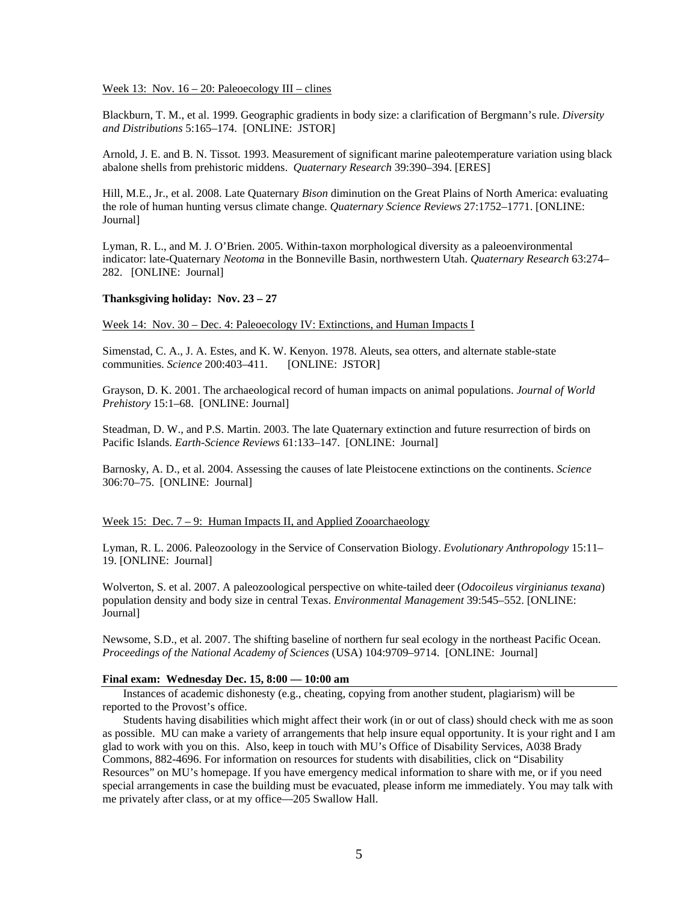Week 13: Nov. 16 – 20: Paleoecology III – clines

Blackburn, T. M., et al. 1999. Geographic gradients in body size: a clarification of Bergmann's rule. *Diversity and Distributions* 5:165–174. [ONLINE: JSTOR]

Arnold, J. E. and B. N. Tissot. 1993. Measurement of significant marine paleotemperature variation using black abalone shells from prehistoric middens. *Quaternary Research* 39:390–394. [ERES]

Hill, M.E., Jr., et al. 2008. Late Quaternary *Bison* diminution on the Great Plains of North America: evaluating the role of human hunting versus climate change. *Quaternary Science Reviews* 27:1752–1771. [ONLINE: Journal]

Lyman, R. L., and M. J. O'Brien. 2005. Within-taxon morphological diversity as a paleoenvironmental indicator: late-Quaternary *Neotoma* in the Bonneville Basin, northwestern Utah. *Quaternary Research* 63:274–282. [ONLINE: Journal]

**Thanksgiving holiday: Nov. 23 – 27**

Week 14: Nov. 30 – Dec. 4: Paleoecology IV: Extinctions, and Human Impacts I

Simenstad, C. A., J. A. Estes, and K. W. Kenyon. 1978. Aleuts, sea otters, and alternate stable-state communities. *Science* 200:403–411. [ONLINE: JSTOR]

Grayson, D. K. 2001. The archaeological record of human impacts on animal populations. *Journal of World Prehistory* 15:1–68. [ONLINE: Journal]

Steadman, D. W., and P.S. Martin. 2003. The late Quaternary extinction and future resurrection of birds on Pacific Islands. *Earth-Science Reviews* 61:133–147. [ONLINE: Journal]

Barnosky, A. D., et al. 2004. Assessing the causes of late Pleistocene extinctions on the continents. *Science* 306:70–75. [ONLINE: Journal]

Week 15: Dec. 7 – 9: Human Impacts II, and Applied Zooarchaeology

Lyman, R. L. 2006. Paleozoology in the Service of Conservation Biology. *Evolutionary Anthropology* 15:11–19. [ONLINE: Journal]

Wolverton, S. et al. 2007. A paleozoological perspective on white-tailed deer (*Odocoileus virginianus texana*) population density and body size in central Texas. *Environmental Management* 39:545–552. [ONLINE: Journal]

Newsome, S.D., et al. 2007. The shifting baseline of northern fur seal ecology in the northeast Pacific Ocean. *Proceedings of the National Academy of Sciences* (USA) 104:9709–9714. [ONLINE: Journal]

**Final exam: Wednesday Dec. 15, 8:00 — 10:00 am**

Instances of academic dishonesty (e.g., cheating, copying from another student, plagiarism) will be reported to the Provost's office.

Students having disabilities which might affect their work (in or out of class) should check with me as soon as possible. MU can make a variety of arrangements that help insure equal opportunity. It is your right and I am glad to work with you on this. Also, keep in touch with MU's Office of Disability Services, A038 Brady Commons, 882-4696. For information on resources for students with disabilities, click on "Disability Resources" on MU's homepage. If you have emergency medical information to share with me, or if you need special arrangements in case the building must be evacuated, please inform me immediately. You may talk with me privately after class, or at my office—205 Swallow Hall.